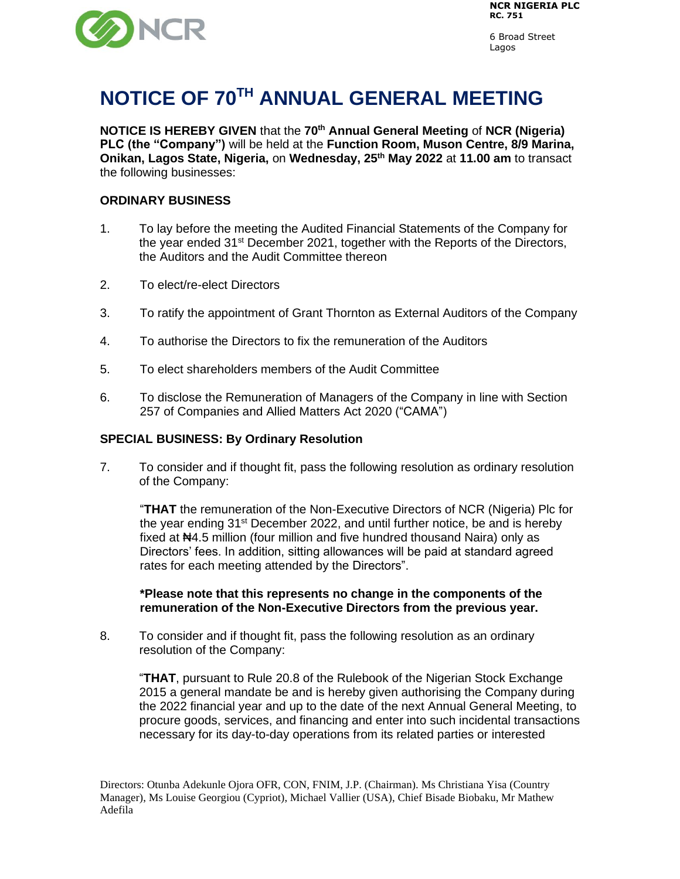NCR NIGERIA PLC
RC. 751

6 Broad Street
Lagos

# NOTICE OF 70TH ANNUAL GENERAL MEETING

**NOTICE IS HEREBY GIVEN** that the **70th Annual General Meeting** of **NCR (Nigeria) PLC (the "Company")** will be held at the **Function Room, Muson Centre, 8/9 Marina, Onikan, Lagos State, Nigeria,** on **Wednesday, 25th May 2022** at **11.00 am** to transact the following businesses:

**ORDINARY BUSINESS**

1. To lay before the meeting the Audited Financial Statements of the Company for the year ended 31st December 2021, together with the Reports of the Directors, the Auditors and the Audit Committee thereon

2. To elect/re-elect Directors

3. To ratify the appointment of Grant Thornton as External Auditors of the Company

4. To authorise the Directors to fix the remuneration of the Auditors

5. To elect shareholders members of the Audit Committee

6. To disclose the Remuneration of Managers of the Company in line with Section 257 of Companies and Allied Matters Act 2020 ("CAMA")

**SPECIAL BUSINESS: By Ordinary Resolution**

7. To consider and if thought fit, pass the following resolution as ordinary resolution of the Company:

   "**THAT** the remuneration of the Non-Executive Directors of NCR (Nigeria) Plc for the year ending 31st December 2022, and until further notice, be and is hereby fixed at ₦4.5 million (four million and five hundred thousand Naira) only as Directors' fees. In addition, sitting allowances will be paid at standard agreed rates for each meeting attended by the Directors".

   ***Please note that this represents no change in the components of the remuneration of the Non-Executive Directors from the previous year.**

8. To consider and if thought fit, pass the following resolution as an ordinary resolution of the Company:

   "**THAT**, pursuant to Rule 20.8 of the Rulebook of the Nigerian Stock Exchange 2015 a general mandate be and is hereby given authorising the Company during the 2022 financial year and up to the date of the next Annual General Meeting, to procure goods, services, and financing and enter into such incidental transactions necessary for its day-to-day operations from its related parties or interested

Directors: Otunba Adekunle Ojora OFR, CON, FNIM, J.P. (Chairman). Ms Christiana Yisa (Country Manager), Ms Louise Georgiou (Cypriot), Michael Vallier (USA), Chief Bisade Biobaku, Mr Mathew Adefila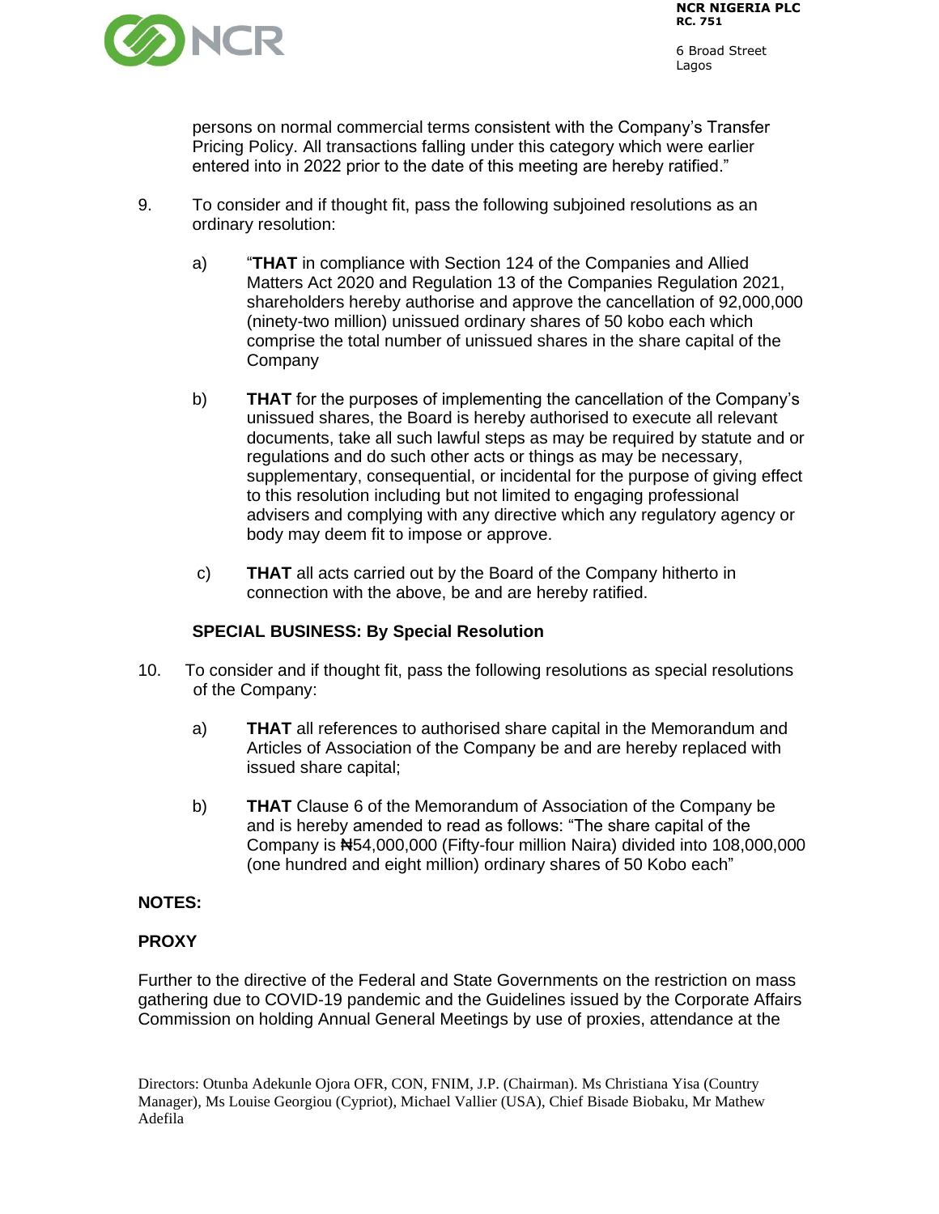persons on normal commercial terms consistent with the Company's Transfer Pricing Policy. All transactions falling under this category which were earlier entered into in 2022 prior to the date of this meeting are hereby ratified."

9. To consider and if thought fit, pass the following subjoined resolutions as an ordinary resolution:

   a) "**THAT** in compliance with Section 124 of the Companies and Allied Matters Act 2020 and Regulation 13 of the Companies Regulation 2021, shareholders hereby authorise and approve the cancellation of 92,000,000 (ninety-two million) unissued ordinary shares of 50 kobo each which comprise the total number of unissued shares in the share capital of the Company

   b) **THAT** for the purposes of implementing the cancellation of the Company's unissued shares, the Board is hereby authorised to execute all relevant documents, take all such lawful steps as may be required by statute and or regulations and do such other acts or things as may be necessary, supplementary, consequential, or incidental for the purpose of giving effect to this resolution including but not limited to engaging professional advisers and complying with any directive which any regulatory agency or body may deem fit to impose or approve.

   c) **THAT** all acts carried out by the Board of the Company hitherto in connection with the above, be and are hereby ratified.

**SPECIAL BUSINESS: By Special Resolution**

10. To consider and if thought fit, pass the following resolutions as special resolutions of the Company:

    a) **THAT** all references to authorised share capital in the Memorandum and Articles of Association of the Company be and are hereby replaced with issued share capital;

    b) **THAT** Clause 6 of the Memorandum of Association of the Company be and is hereby amended to read as follows: "The share capital of the Company is ₦54,000,000 (Fifty-four million Naira) divided into 108,000,000 (one hundred and eight million) ordinary shares of 50 Kobo each"

**NOTES:**

**PROXY**

Further to the directive of the Federal and State Governments on the restriction on mass gathering due to COVID-19 pandemic and the Guidelines issued by the Corporate Affairs Commission on holding Annual General Meetings by use of proxies, attendance at the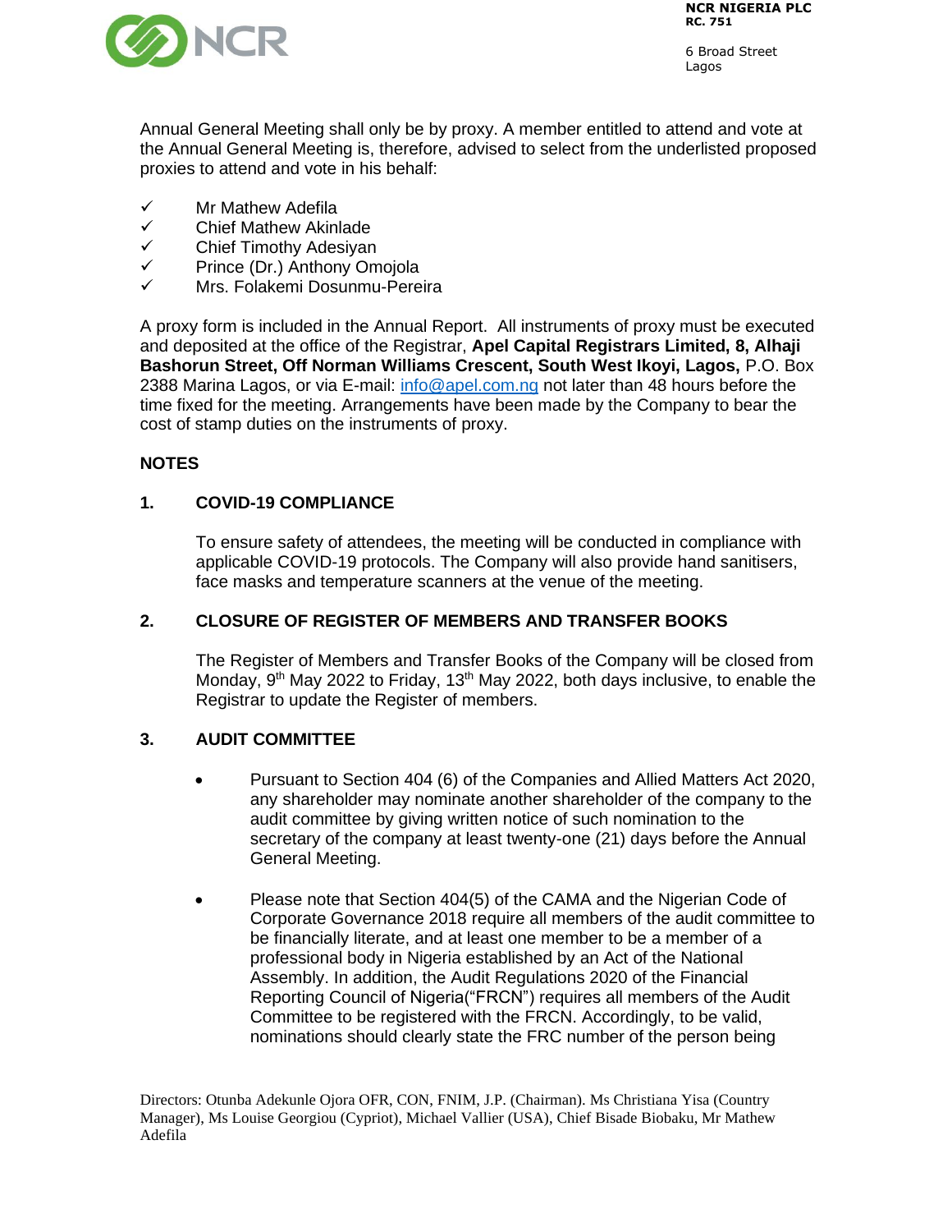Annual General Meeting shall only be by proxy. A member entitled to attend and vote at the Annual General Meeting is, therefore, advised to select from the underlisted proposed proxies to attend and vote in his behalf:

- ✓ Mr Mathew Adefila
- ✓ Chief Mathew Akinlade
- ✓ Chief Timothy Adesiyan
- ✓ Prince (Dr.) Anthony Omojola
- ✓ Mrs. Folakemi Dosunmu-Pereira

A proxy form is included in the Annual Report. All instruments of proxy must be executed and deposited at the office of the Registrar, **Apel Capital Registrars Limited, 8, Alhaji Bashorun Street, Off Norman Williams Crescent, South West Ikoyi, Lagos,** P.O. Box 2388 Marina Lagos, or via E-mail: info@apel.com.ng not later than 48 hours before the time fixed for the meeting. Arrangements have been made by the Company to bear the cost of stamp duties on the instruments of proxy.

## NOTES

### 1. COVID-19 COMPLIANCE

To ensure safety of attendees, the meeting will be conducted in compliance with applicable COVID-19 protocols. The Company will also provide hand sanitisers, face masks and temperature scanners at the venue of the meeting.

### 2. CLOSURE OF REGISTER OF MEMBERS AND TRANSFER BOOKS

The Register of Members and Transfer Books of the Company will be closed from Monday, 9th May 2022 to Friday, 13th May 2022, both days inclusive, to enable the Registrar to update the Register of members.

### 3. AUDIT COMMITTEE

- Pursuant to Section 404 (6) of the Companies and Allied Matters Act 2020, any shareholder may nominate another shareholder of the company to the audit committee by giving written notice of such nomination to the secretary of the company at least twenty-one (21) days before the Annual General Meeting.

- Please note that Section 404(5) of the CAMA and the Nigerian Code of Corporate Governance 2018 require all members of the audit committee to be financially literate, and at least one member to be a member of a professional body in Nigeria established by an Act of the National Assembly. In addition, the Audit Regulations 2020 of the Financial Reporting Council of Nigeria("FRCN") requires all members of the Audit Committee to be registered with the FRCN. Accordingly, to be valid, nominations should clearly state the FRC number of the person being

Directors: Otunba Adekunle Ojora OFR, CON, FNIM, J.P. (Chairman). Ms Christiana Yisa (Country Manager), Ms Louise Georgiou (Cypriot), Michael Vallier (USA), Chief Bisade Biobaku, Mr Mathew Adefila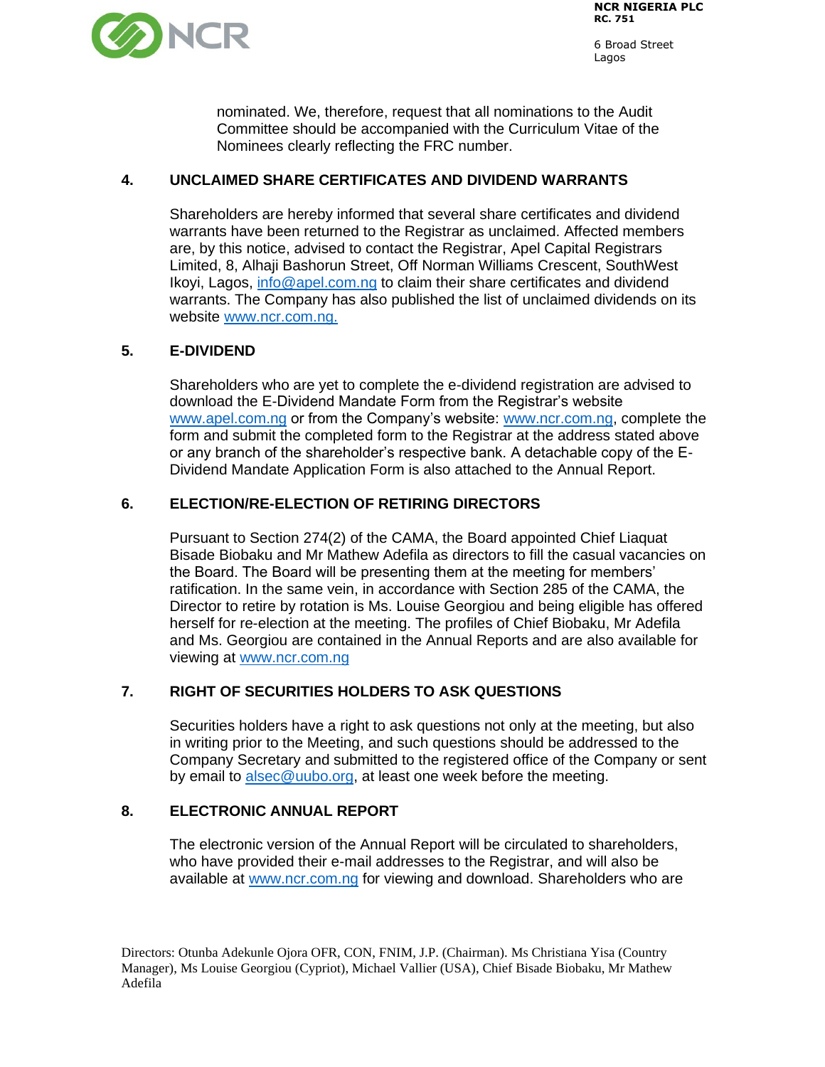nominated. We, therefore, request that all nominations to the Audit Committee should be accompanied with the Curriculum Vitae of the Nominees clearly reflecting the FRC number.

## 4. UNCLAIMED SHARE CERTIFICATES AND DIVIDEND WARRANTS

Shareholders are hereby informed that several share certificates and dividend warrants have been returned to the Registrar as unclaimed. Affected members are, by this notice, advised to contact the Registrar, Apel Capital Registrars Limited, 8, Alhaji Bashorun Street, Off Norman Williams Crescent, SouthWest Ikoyi, Lagos, info@apel.com.ng to claim their share certificates and dividend warrants. The Company has also published the list of unclaimed dividends on its website www.ncr.com.ng.

## 5. E-DIVIDEND

Shareholders who are yet to complete the e-dividend registration are advised to download the E-Dividend Mandate Form from the Registrar's website www.apel.com.ng or from the Company's website: www.ncr.com.ng, complete the form and submit the completed form to the Registrar at the address stated above or any branch of the shareholder's respective bank. A detachable copy of the E-Dividend Mandate Application Form is also attached to the Annual Report.

## 6. ELECTION/RE-ELECTION OF RETIRING DIRECTORS

Pursuant to Section 274(2) of the CAMA, the Board appointed Chief Liaquat Bisade Biobaku and Mr Mathew Adefila as directors to fill the casual vacancies on the Board. The Board will be presenting them at the meeting for members' ratification. In the same vein, in accordance with Section 285 of the CAMA, the Director to retire by rotation is Ms. Louise Georgiou and being eligible has offered herself for re-election at the meeting. The profiles of Chief Biobaku, Mr Adefila and Ms. Georgiou are contained in the Annual Reports and are also available for viewing at www.ncr.com.ng

## 7. RIGHT OF SECURITIES HOLDERS TO ASK QUESTIONS

Securities holders have a right to ask questions not only at the meeting, but also in writing prior to the Meeting, and such questions should be addressed to the Company Secretary and submitted to the registered office of the Company or sent by email to alsec@uubo.org, at least one week before the meeting.

## 8. ELECTRONIC ANNUAL REPORT

The electronic version of the Annual Report will be circulated to shareholders, who have provided their e-mail addresses to the Registrar, and will also be available at www.ncr.com.ng for viewing and download. Shareholders who are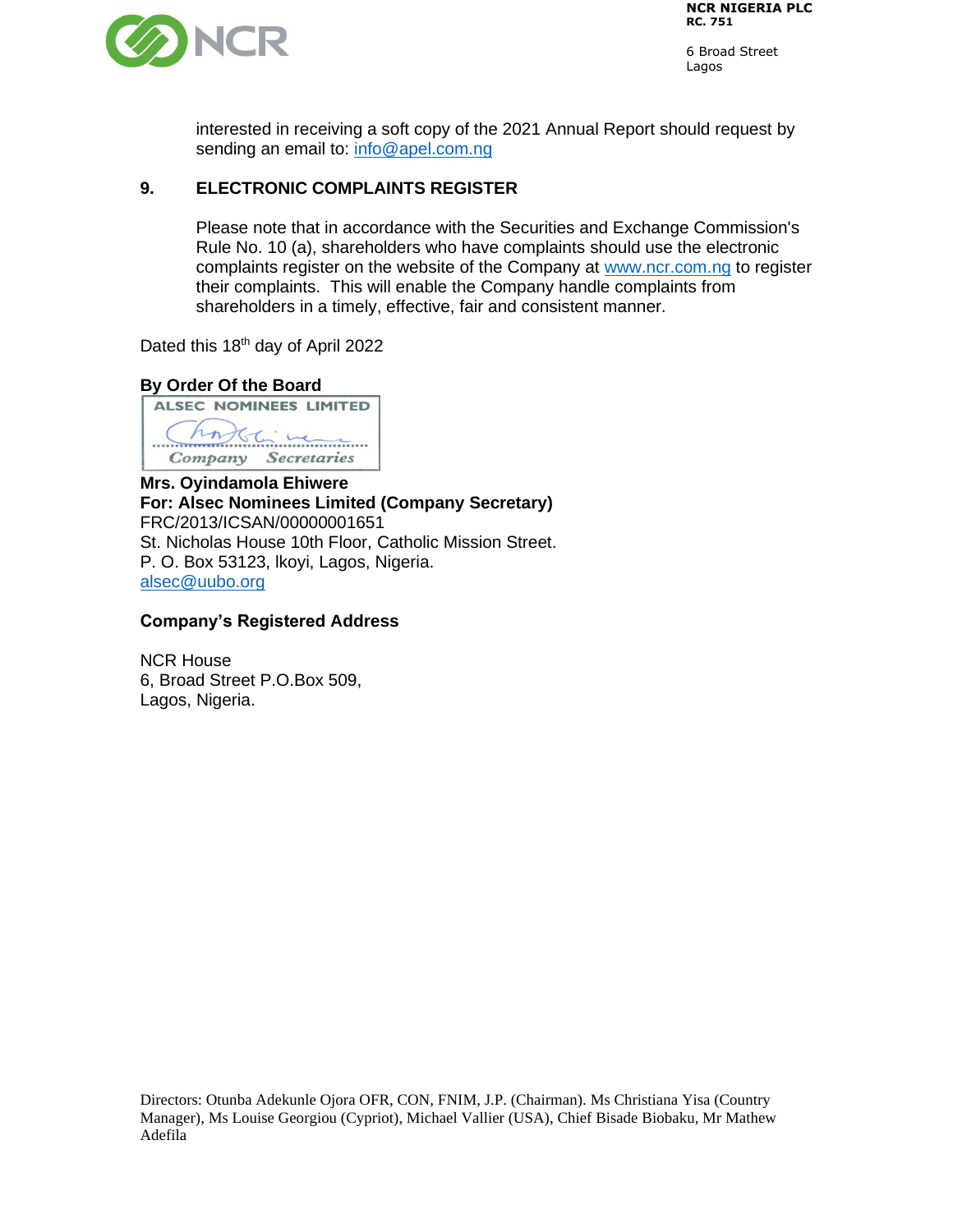interested in receiving a soft copy of the 2021 Annual Report should request by sending an email to: info@apel.com.ng

## 9. ELECTRONIC COMPLAINTS REGISTER

Please note that in accordance with the Securities and Exchange Commission's Rule No. 10 (a), shareholders who have complaints should use the electronic complaints register on the website of the Company at www.ncr.com.ng to register their complaints. This will enable the Company handle complaints from shareholders in a timely, effective, fair and consistent manner.

Dated this 18th day of April 2022

**By Order Of the Board**

ALSEC NOMINEES LIMITED
Company Secretaries

**Mrs. Oyindamola Ehiwere**
**For: Alsec Nominees Limited (Company Secretary)**
FRC/2013/ICSAN/00000001651
St. Nicholas House 10th Floor, Catholic Mission Street.
P. O. Box 53123, Ikoyi, Lagos, Nigeria.
alsec@uubo.org

**Company's Registered Address**

NCR House
6, Broad Street P.O.Box 509,
Lagos, Nigeria.

Directors: Otunba Adekunle Ojora OFR, CON, FNIM, J.P. (Chairman). Ms Christiana Yisa (Country Manager), Ms Louise Georgiou (Cypriot), Michael Vallier (USA), Chief Bisade Biobaku, Mr Mathew Adefila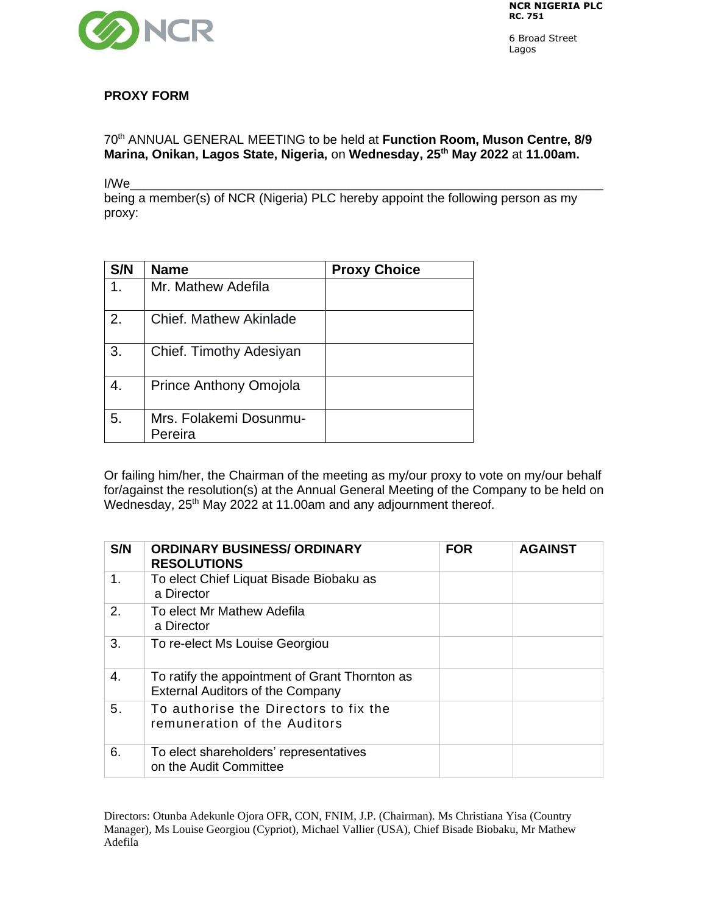NCR NIGERIA PLC
RC. 751

6 Broad Street
Lagos

**PROXY FORM**

70th ANNUAL GENERAL MEETING to be held at **Function Room, Muson Centre, 8/9 Marina, Onikan, Lagos State, Nigeria,** on **Wednesday, 25th May 2022** at **11.00am.**

I/We\_\_\_\_\_\_\_\_\_\_\_\_\_\_\_\_\_\_\_\_\_\_\_\_\_\_\_\_\_\_\_\_\_\_\_\_\_\_\_\_\_\_\_\_\_\_\_\_\_\_\_\_\_\_\_\_\_\_\_\_
being a member(s) of NCR (Nigeria) PLC hereby appoint the following person as my proxy:

| S/N | Name | Proxy Choice |
|---|---|---|
| 1. | Mr. Mathew Adefila | |
| 2. | Chief. Mathew Akinlade | |
| 3. | Chief. Timothy Adesiyan | |
| 4. | Prince Anthony Omojola | |
| 5. | Mrs. Folakemi Dosunmu-Pereira | |

Or failing him/her, the Chairman of the meeting as my/our proxy to vote on my/our behalf for/against the resolution(s) at the Annual General Meeting of the Company to be held on Wednesday, 25th May 2022 at 11.00am and any adjournment thereof.

| S/N | ORDINARY BUSINESS/ ORDINARY RESOLUTIONS | FOR | AGAINST |
|---|---|---|---|
| 1. | To elect Chief Liquat Bisade Biobaku as a Director | | |
| 2. | To elect Mr Mathew Adefila a Director | | |
| 3. | To re-elect Ms Louise Georgiou | | |
| 4. | To ratify the appointment of Grant Thornton as External Auditors of the Company | | |
| 5. | To authorise the Directors to fix the remuneration of the Auditors | | |
| 6. | To elect shareholders' representatives on the Audit Committee | | |

Directors: Otunba Adekunle Ojora OFR, CON, FNIM, J.P. (Chairman). Ms Christiana Yisa (Country Manager), Ms Louise Georgiou (Cypriot), Michael Vallier (USA), Chief Bisade Biobaku, Mr Mathew Adefila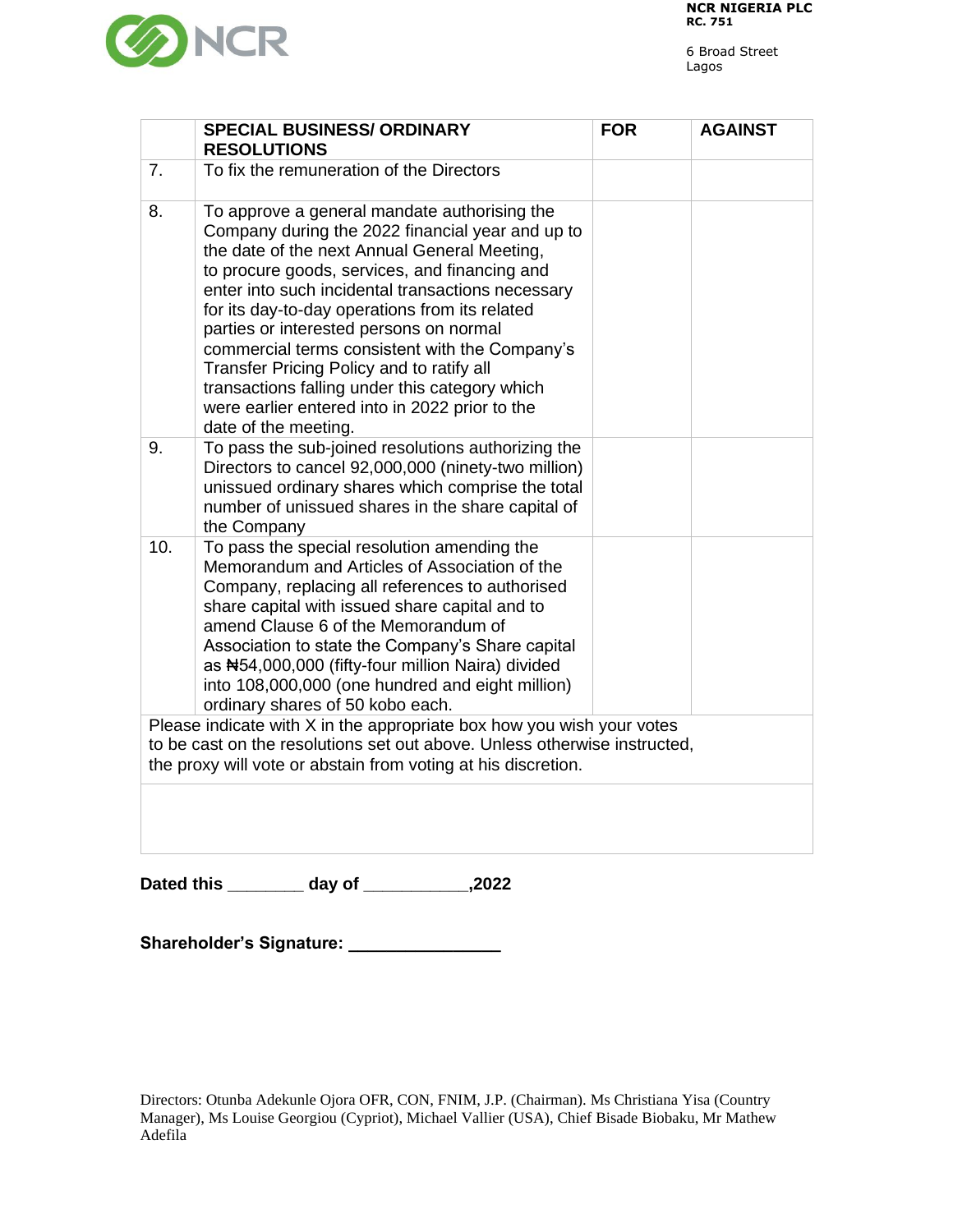**NCR NIGERIA PLC**
**RC. 751**

6 Broad Street
Lagos

| | SPECIAL BUSINESS/ ORDINARY RESOLUTIONS | FOR | AGAINST |
|---|---|---|---|
| 7. | To fix the remuneration of the Directors | | |
| 8. | To approve a general mandate authorising the Company during the 2022 financial year and up to the date of the next Annual General Meeting, to procure goods, services, and financing and enter into such incidental transactions necessary for its day-to-day operations from its related parties or interested persons on normal commercial terms consistent with the Company's Transfer Pricing Policy and to ratify all transactions falling under this category which were earlier entered into in 2022 prior to the date of the meeting. | | |
| 9. | To pass the sub-joined resolutions authorizing the Directors to cancel 92,000,000 (ninety-two million) unissued ordinary shares which comprise the total number of unissued shares in the share capital of the Company | | |
| 10. | To pass the special resolution amending the Memorandum and Articles of Association of the Company, replacing all references to authorised share capital with issued share capital and to amend Clause 6 of the Memorandum of Association to state the Company's Share capital as ₦54,000,000 (fifty-four million Naira) divided into 108,000,000 (one hundred and eight million) ordinary shares of 50 kobo each. | | |
| Please indicate with X in the appropriate box how you wish your votes to be cast on the resolutions set out above. Unless otherwise instructed, the proxy will vote or abstain from voting at his discretion. | | | |

**Dated this ________ day of ___________,2022**

**Shareholder's Signature: ________________**

Directors: Otunba Adekunle Ojora OFR, CON, FNIM, J.P. (Chairman). Ms Christiana Yisa (Country Manager), Ms Louise Georgiou (Cypriot), Michael Vallier (USA), Chief Bisade Biobaku, Mr Mathew Adefila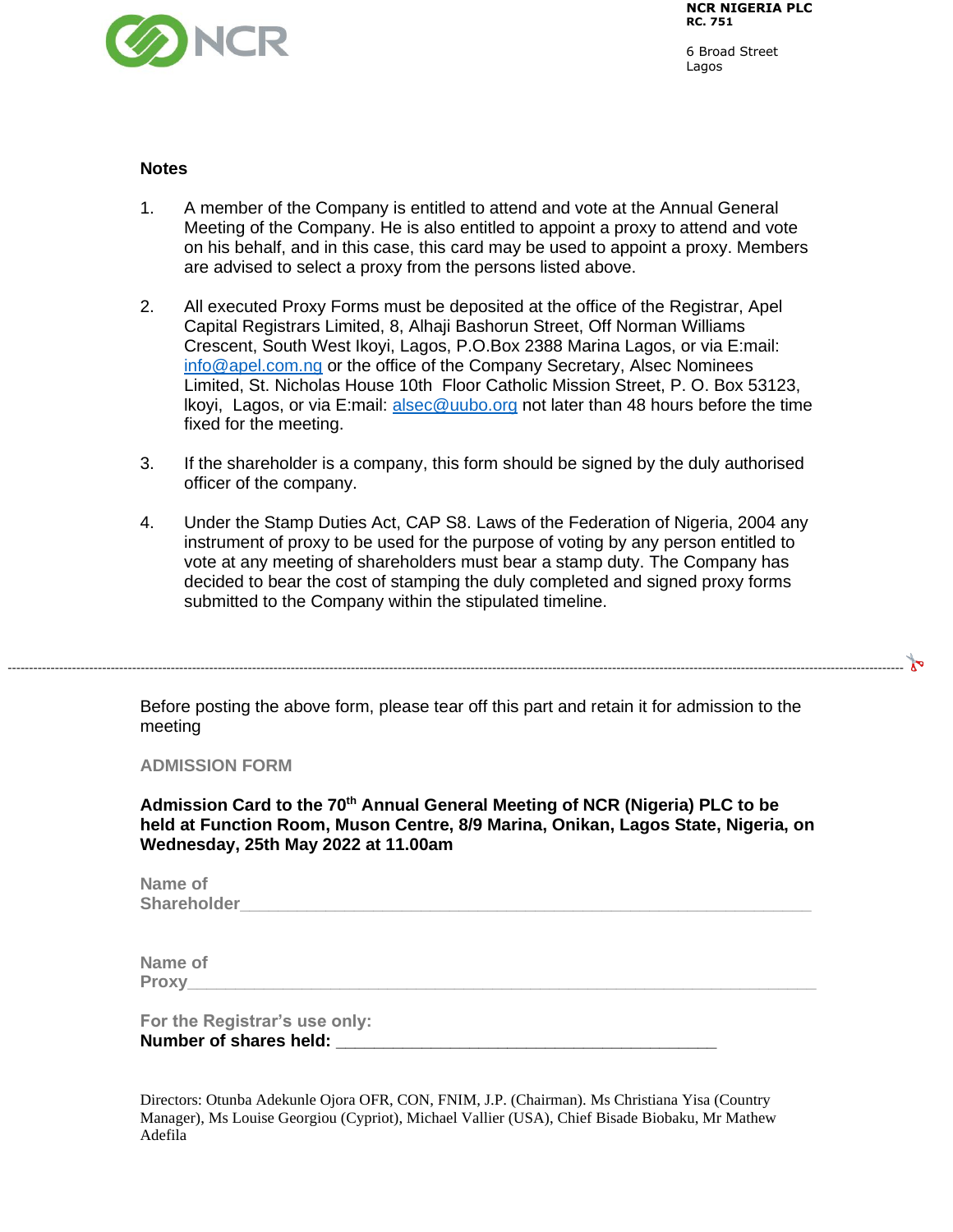NCR NIGERIA PLC
RC. 751

6 Broad Street
Lagos

## Notes

1. A member of the Company is entitled to attend and vote at the Annual General Meeting of the Company. He is also entitled to appoint a proxy to attend and vote on his behalf, and in this case, this card may be used to appoint a proxy. Members are advised to select a proxy from the persons listed above.

2. All executed Proxy Forms must be deposited at the office of the Registrar, Apel Capital Registrars Limited, 8, Alhaji Bashorun Street, Off Norman Williams Crescent, South West Ikoyi, Lagos, P.O.Box 2388 Marina Lagos, or via E:mail: info@apel.com.ng or the office of the Company Secretary, Alsec Nominees Limited, St. Nicholas House 10th Floor Catholic Mission Street, P. O. Box 53123, Ikoyi, Lagos, or via E:mail: alsec@uubo.org not later than 48 hours before the time fixed for the meeting.

3. If the shareholder is a company, this form should be signed by the duly authorised officer of the company.

4. Under the Stamp Duties Act, CAP S8. Laws of the Federation of Nigeria, 2004 any instrument of proxy to be used for the purpose of voting by any person entitled to vote at any meeting of shareholders must bear a stamp duty. The Company has decided to bear the cost of stamping the duly completed and signed proxy forms submitted to the Company within the stipulated timeline.

---

Before posting the above form, please tear off this part and retain it for admission to the meeting

### ADMISSION FORM

**Admission Card to the 70th Annual General Meeting of NCR (Nigeria) PLC to be held at Function Room, Muson Centre, 8/9 Marina, Onikan, Lagos State, Nigeria, on Wednesday, 25th May 2022 at 11.00am**

**Name of Shareholder**\_\_\_\_\_\_\_\_\_\_\_\_\_\_\_\_\_\_\_\_\_\_\_\_\_\_\_\_\_\_\_\_\_\_\_\_\_\_\_\_\_\_\_\_\_\_\_\_\_\_\_\_\_\_\_\_

**Name of Proxy**\_\_\_\_\_\_\_\_\_\_\_\_\_\_\_\_\_\_\_\_\_\_\_\_\_\_\_\_\_\_\_\_\_\_\_\_\_\_\_\_\_\_\_\_\_\_\_\_\_\_\_\_\_\_\_\_\_\_\_\_

**For the Registrar's use only:**
**Number of shares held:** \_\_\_\_\_\_\_\_\_\_\_\_\_\_\_\_\_\_\_\_\_\_\_\_\_\_\_\_\_\_\_\_\_\_\_\_\_\_\_\_

Directors: Otunba Adekunle Ojora OFR, CON, FNIM, J.P. (Chairman). Ms Christiana Yisa (Country Manager), Ms Louise Georgiou (Cypriot), Michael Vallier (USA), Chief Bisade Biobaku, Mr Mathew Adefila